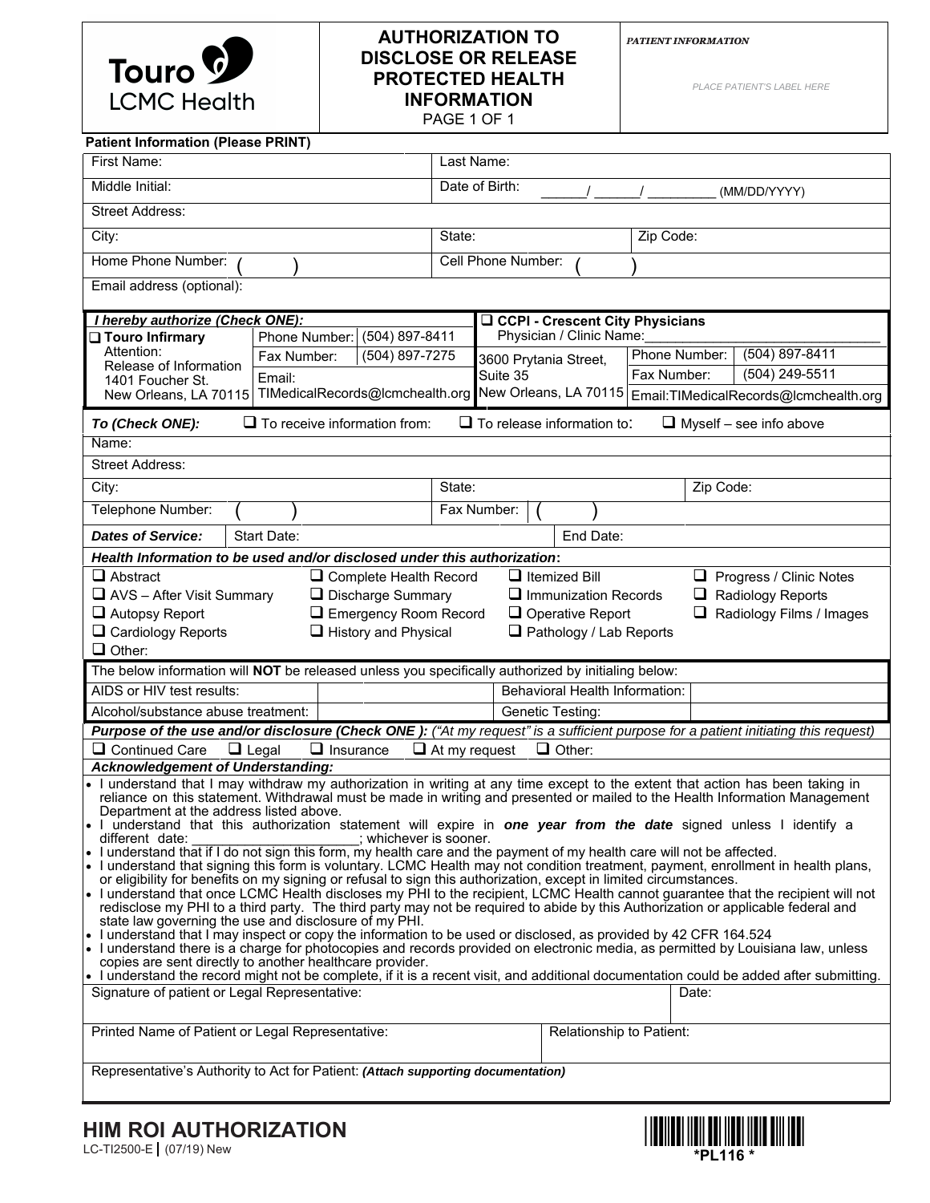Touro LCMC Health

# AUTHORIZATION TO DISCLOSE OR RELEASE PROTECTED HEALTH INFORMATION

PAGE 1 OF 1

*PATIENT INFORMATION*

*PLACE PATIENT'S LABEL HERE*

**Patient Information (Please PRINT)**

| | |
|---|---|
| First Name: | Last Name: |
| Middle Initial: | Date of Birth: ______/ ______/ _________ (MM/DD/YYYY) |
| Street Address: | |
| City: | State: Zip Code: |
| Home Phone Number: ( ) | Cell Phone Number: ( ) |
| Email address (optional): | |

***I hereby authorize (Check ONE):***

| | | |
|---|---|---|
| ❑ **Touro Infirmary** Attention: Release of Information 1401 Foucher St. New Orleans, LA 70115 | Phone Number: (504) 897-8411 | Fax Number: (504) 897-7275 |
| | Email: TIMedicalRecords@lcmchealth.org | |
| ❑ **CCPI - Crescent City Physicians** Physician / Clinic Name:_______________ 3600 Prytania Street, Suite 35 New Orleans, LA 70115 | Phone Number: (504) 897-8411 | Fax Number: (504) 249-5511 |
| | Email:TIMedicalRecords@lcmchealth.org | |

***To (Check ONE):*** ❑ To receive information from: ❑ To release information to: ❑ Myself – see info above

| | |
|---|---|
| Name: | |
| Street Address: | |
| City: | State: Zip Code: |
| Telephone Number: ( ) | Fax Number: ( ) |
| ***Dates of Service:*** Start Date: | End Date: |

***Health Information to be used and/or disclosed under this authorization*:**

| | | | |
|---|---|---|---|
| ❑ Abstract | ❑ Complete Health Record | ❑ Itemized Bill | ❑ Progress / Clinic Notes |
| ❑ AVS – After Visit Summary | ❑ Discharge Summary | ❑ Immunization Records | ❑ Radiology Reports |
| ❑ Autopsy Report | ❑ Emergency Room Record | ❑ Operative Report | ❑ Radiology Films / Images |
| ❑ Cardiology Reports | ❑ History and Physical | ❑ Pathology / Lab Reports | |
| ❑ Other: | | | |

The below information will **NOT** be released unless you specifically authorized by initialing below:

| | | | |
|---|---|---|---|
| AIDS or HIV test results: | | Behavioral Health Information: | |
| Alcohol/substance abuse treatment: | | Genetic Testing: | |

***Purpose of the use and/or disclosure (Check ONE ):*** *("At my request" is a sufficient purpose for a patient initiating this request)*

❑ Continued Care ❑ Legal ❑ Insurance ❑ At my request ❑ Other:

***Acknowledgement of Understanding:***

- I understand that I may withdraw my authorization in writing at any time except to the extent that action has been taking in reliance on this statement. Withdrawal must be made in writing and presented or mailed to the Health Information Management Department at the address listed above.
- I understand that this authorization statement will expire in ***one year from the date*** signed unless I identify a different date: ______________________; whichever is sooner.
- I understand that if I do not sign this form, my health care and the payment of my health care will not be affected.
- I understand that signing this form is voluntary. LCMC Health may not condition treatment, payment, enrollment in health plans, or eligibility for benefits on my signing or refusal to sign this authorization, except in limited circumstances.
- I understand that once LCMC Health discloses my PHI to the recipient, LCMC Health cannot guarantee that the recipient will not redisclose my PHI to a third party. The third party may not be required to abide by this Authorization or applicable federal and state law governing the use and disclosure of my PHI.
- I understand that I may inspect or copy the information to be used or disclosed, as provided by 42 CFR 164.524
- I understand there is a charge for photocopies and records provided on electronic media, as permitted by Louisiana law, unless copies are sent directly to another healthcare provider.
- I understand the record might not be complete, if it is a recent visit, and additional documentation could be added after submitting.

| | |
|---|---|
| Signature of patient or Legal Representative: | Date: |
| Printed Name of Patient or Legal Representative: | Relationship to Patient: |
| Representative's Authority to Act for Patient: ***(Attach supporting documentation)*** | |

## HIM ROI AUTHORIZATION

LC-TI2500-E | (07/19) New

*PL116 *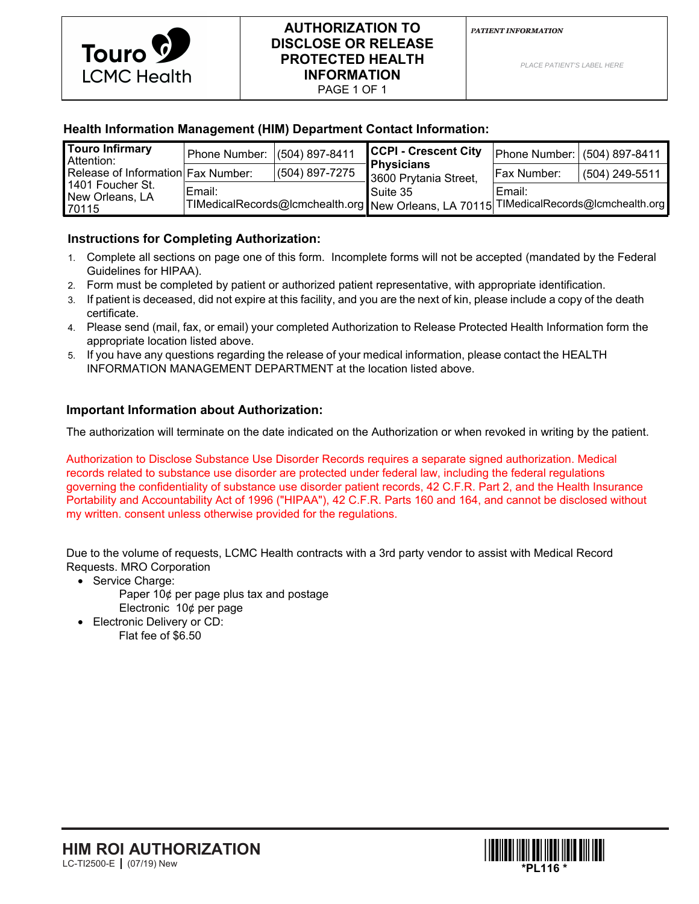Touro LCMC Health

# AUTHORIZATION TO DISCLOSE OR RELEASE PROTECTED HEALTH INFORMATION

PAGE 1 OF 1

***PATIENT INFORMATION***

*PLACE PATIENT'S LABEL HERE*

## Health Information Management (HIM) Department Contact Information:

| | | | | | |
|---|---|---|---|---|---|
| **Touro Infirmary** Attention: Release of Information 1401 Foucher St. New Orleans, LA 70115 | Phone Number: | (504) 897-8411 | **CCPI - Crescent City Physicians** 3600 Prytania Street, Suite 35 New Orleans, LA 70115 | Phone Number: | (504) 897-8411 |
| | Fax Number: | (504) 897-7275 | | Fax Number: | (504) 249-5511 |
| | Email: TIMedicalRecords@lcmchealth.org | | | Email: TIMedicalRecords@lcmchealth.org | |

## Instructions for Completing Authorization:

1. Complete all sections on page one of this form. Incomplete forms will not be accepted (mandated by the Federal Guidelines for HIPAA).
2. Form must be completed by patient or authorized patient representative, with appropriate identification.
3. If patient is deceased, did not expire at this facility, and you are the next of kin, please include a copy of the death certificate.
4. Please send (mail, fax, or email) your completed Authorization to Release Protected Health Information form the appropriate location listed above.
5. If you have any questions regarding the release of your medical information, please contact the HEALTH INFORMATION MANAGEMENT DEPARTMENT at the location listed above.

## Important Information about Authorization:

The authorization will terminate on the date indicated on the Authorization or when revoked in writing by the patient.

Authorization to Disclose Substance Use Disorder Records requires a separate signed authorization. Medical records related to substance use disorder are protected under federal law, including the federal regulations governing the confidentiality of substance use disorder patient records, 42 C.F.R. Part 2, and the Health Insurance Portability and Accountability Act of 1996 ("HIPAA"), 42 C.F.R. Parts 160 and 164, and cannot be disclosed without my written. consent unless otherwise provided for the regulations.

Due to the volume of requests, LCMC Health contracts with a 3rd party vendor to assist with Medical Record Requests. MRO Corporation

- Service Charge:
  - Paper 10¢ per page plus tax and postage
  - Electronic 10¢ per page
- Electronic Delivery or CD:
  - Flat fee of $6.50

**HIM ROI AUTHORIZATION**

LC-TI2500-E | (07/19) New

*PL116 *